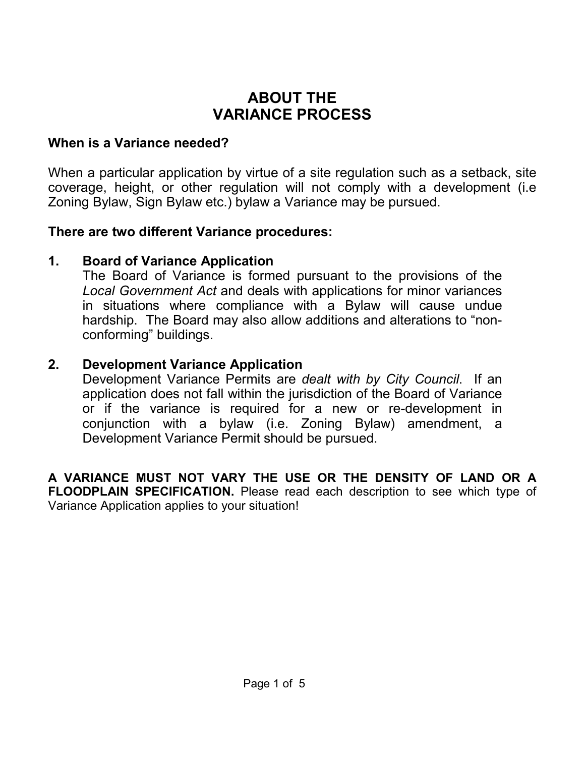# ABOUT THE VARIANCE PROCESS

**When is a Variance needed?**

When a particular application by virtue of a site regulation such as a setback, site coverage, height, or other regulation will not comply with a development (i.e Zoning Bylaw, Sign Bylaw etc.) bylaw a Variance may be pursued.

**There are two different Variance procedures:**

1. **Board of Variance Application**
   The Board of Variance is formed pursuant to the provisions of the *Local Government Act* and deals with applications for minor variances in situations where compliance with a Bylaw will cause undue hardship. The Board may also allow additions and alterations to "non-conforming" buildings.

2. **Development Variance Application**
   Development Variance Permits are *dealt with by City Council*. If an application does not fall within the jurisdiction of the Board of Variance or if the variance is required for a new or re-development in conjunction with a bylaw (i.e. Zoning Bylaw) amendment, a Development Variance Permit should be pursued.

**A VARIANCE MUST NOT VARY THE USE OR THE DENSITY OF LAND OR A FLOODPLAIN SPECIFICATION.** Please read each description to see which type of Variance Application applies to your situation!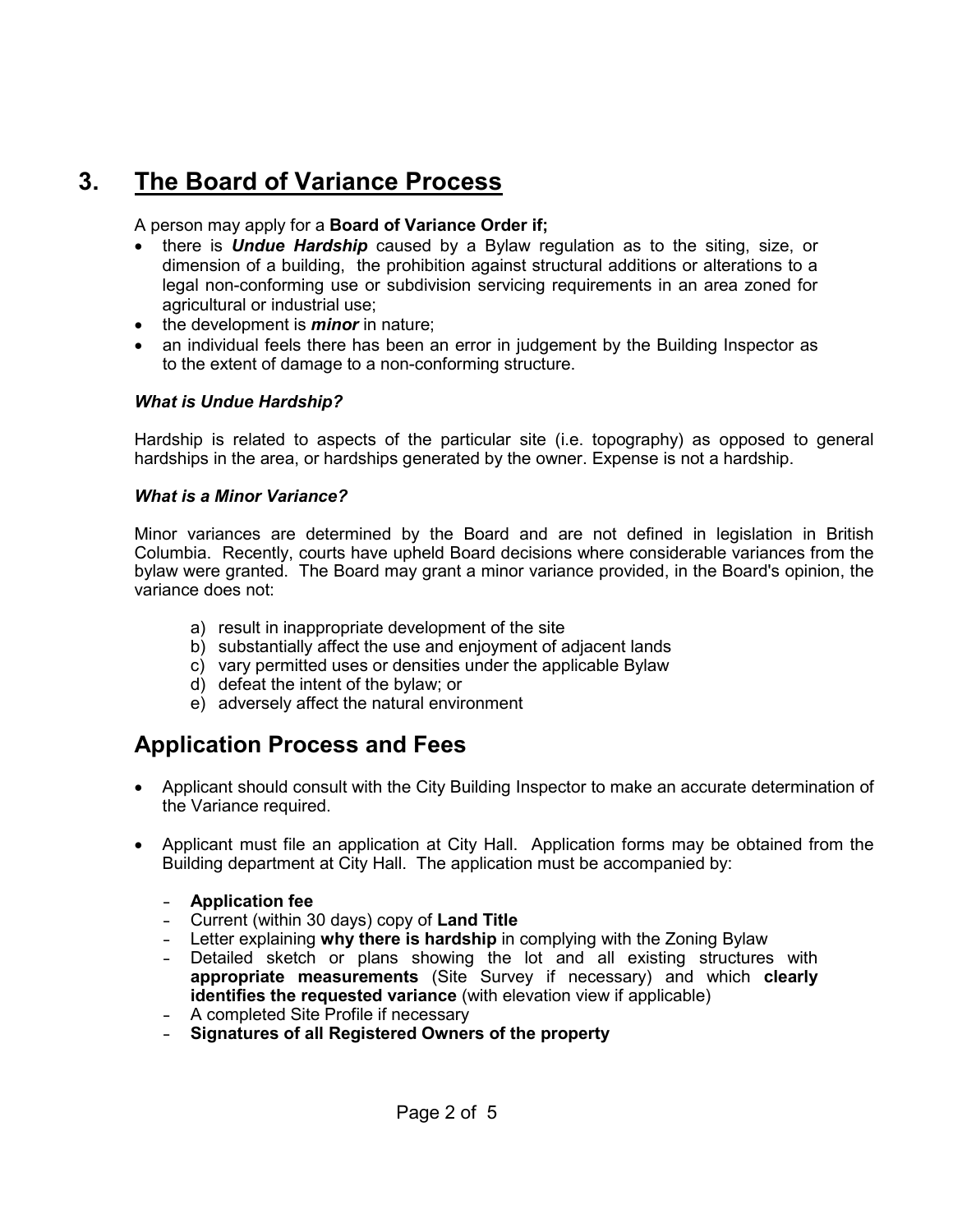## 3. The Board of Variance Process

A person may apply for a **Board of Variance Order if;**

- there is ***Undue Hardship*** caused by a Bylaw regulation as to the siting, size, or dimension of a building, the prohibition against structural additions or alterations to a legal non-conforming use or subdivision servicing requirements in an area zoned for agricultural or industrial use;
- the development is ***minor*** in nature;
- an individual feels there has been an error in judgement by the Building Inspector as to the extent of damage to a non-conforming structure.

### *What is Undue Hardship?*

Hardship is related to aspects of the particular site (i.e. topography) as opposed to general hardships in the area, or hardships generated by the owner. Expense is not a hardship.

### *What is a Minor Variance?*

Minor variances are determined by the Board and are not defined in legislation in British Columbia. Recently, courts have upheld Board decisions where considerable variances from the bylaw were granted. The Board may grant a minor variance provided, in the Board's opinion, the variance does not:

a) result in inappropriate development of the site
b) substantially affect the use and enjoyment of adjacent lands
c) vary permitted uses or densities under the applicable Bylaw
d) defeat the intent of the bylaw; or
e) adversely affect the natural environment

## Application Process and Fees

- Applicant should consult with the City Building Inspector to make an accurate determination of the Variance required.
- Applicant must file an application at City Hall. Application forms may be obtained from the Building department at City Hall. The application must be accompanied by:
  - **Application fee**
  - Current (within 30 days) copy of **Land Title**
  - Letter explaining **why there is hardship** in complying with the Zoning Bylaw
  - Detailed sketch or plans showing the lot and all existing structures with **appropriate measurements** (Site Survey if necessary) and which **clearly identifies the requested variance** (with elevation view if applicable)
  - A completed Site Profile if necessary
  - **Signatures of all Registered Owners of the property**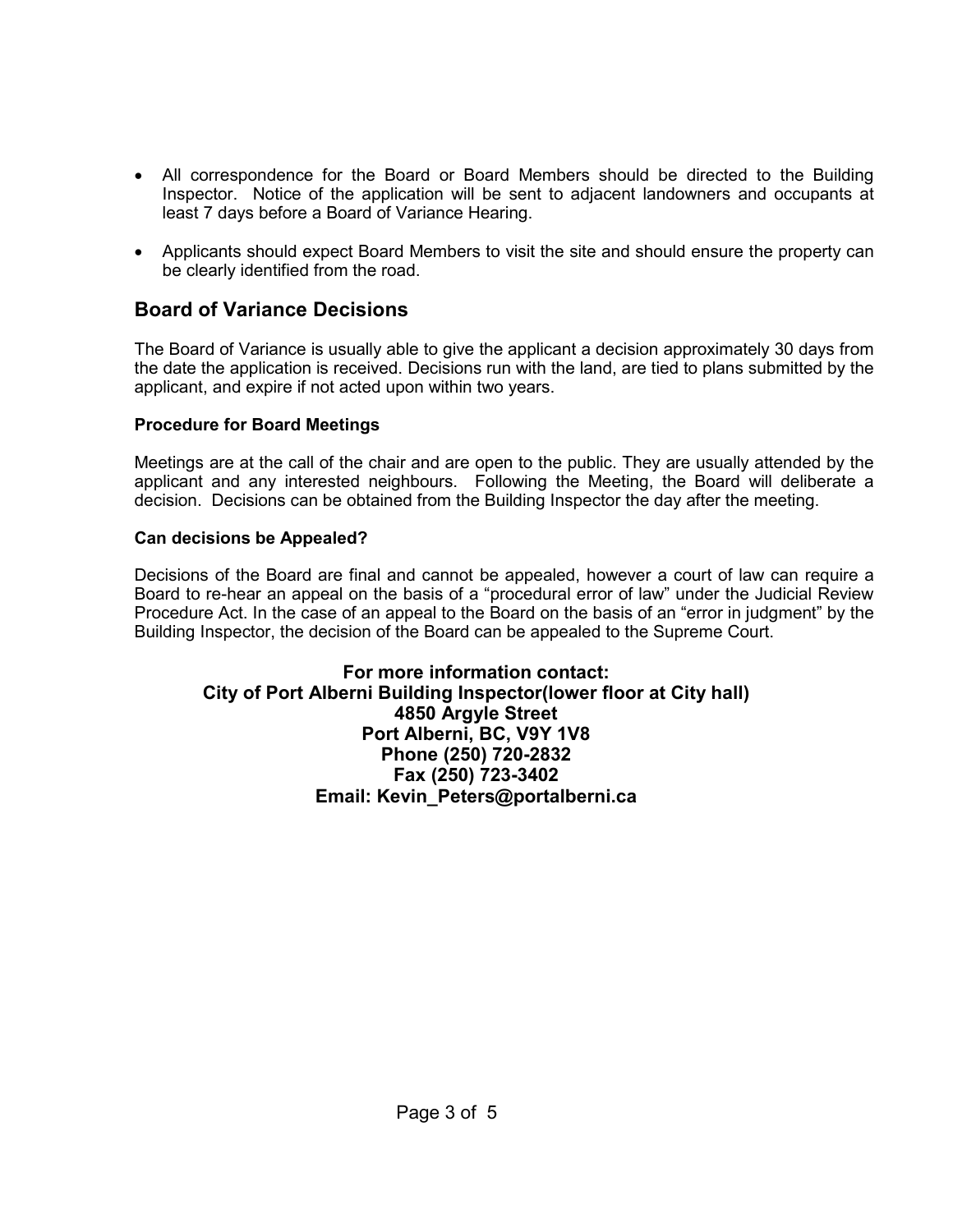- All correspondence for the Board or Board Members should be directed to the Building Inspector. Notice of the application will be sent to adjacent landowners and occupants at least 7 days before a Board of Variance Hearing.
- Applicants should expect Board Members to visit the site and should ensure the property can be clearly identified from the road.

## Board of Variance Decisions

The Board of Variance is usually able to give the applicant a decision approximately 30 days from the date the application is received. Decisions run with the land, are tied to plans submitted by the applicant, and expire if not acted upon within two years.

### Procedure for Board Meetings

Meetings are at the call of the chair and are open to the public. They are usually attended by the applicant and any interested neighbours. Following the Meeting, the Board will deliberate a decision. Decisions can be obtained from the Building Inspector the day after the meeting.

### Can decisions be Appealed?

Decisions of the Board are final and cannot be appealed, however a court of law can require a Board to re-hear an appeal on the basis of a "procedural error of law" under the Judicial Review Procedure Act. In the case of an appeal to the Board on the basis of an "error in judgment" by the Building Inspector, the decision of the Board can be appealed to the Supreme Court.

**For more information contact:**
**City of Port Alberni Building Inspector(lower floor at City hall)**
**4850 Argyle Street**
**Port Alberni, BC, V9Y 1V8**
**Phone (250) 720-2832**
**Fax (250) 723-3402**
**Email: Kevin_Peters@portalberni.ca**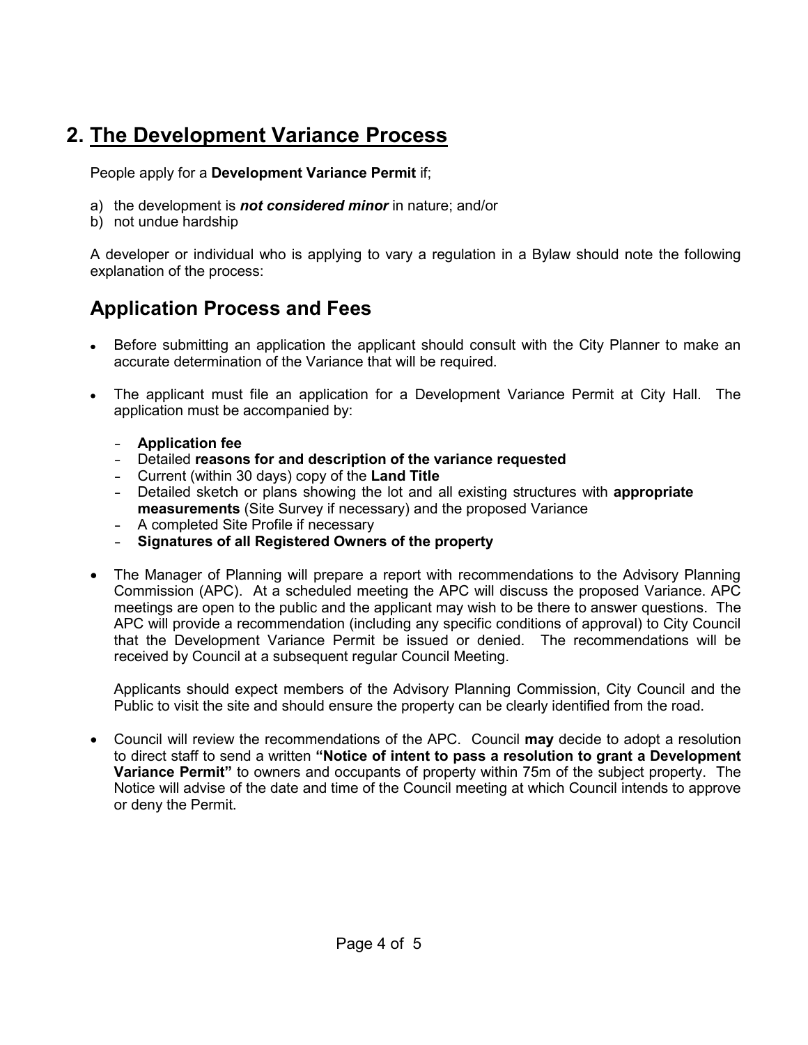# 2. The Development Variance Process

People apply for a **Development Variance Permit** if;

a) the development is ***not considered minor*** in nature; and/or
b) not undue hardship

A developer or individual who is applying to vary a regulation in a Bylaw should note the following explanation of the process:

## Application Process and Fees

- Before submitting an application the applicant should consult with the City Planner to make an accurate determination of the Variance that will be required.
- The applicant must file an application for a Development Variance Permit at City Hall. The application must be accompanied by:
  - **Application fee**
  - Detailed **reasons for and description of the variance requested**
  - Current (within 30 days) copy of the **Land Title**
  - Detailed sketch or plans showing the lot and all existing structures with **appropriate measurements** (Site Survey if necessary) and the proposed Variance
  - A completed Site Profile if necessary
  - **Signatures of all Registered Owners of the property**
- The Manager of Planning will prepare a report with recommendations to the Advisory Planning Commission (APC). At a scheduled meeting the APC will discuss the proposed Variance. APC meetings are open to the public and the applicant may wish to be there to answer questions. The APC will provide a recommendation (including any specific conditions of approval) to City Council that the Development Variance Permit be issued or denied. The recommendations will be received by Council at a subsequent regular Council Meeting.

  Applicants should expect members of the Advisory Planning Commission, City Council and the Public to visit the site and should ensure the property can be clearly identified from the road.

- Council will review the recommendations of the APC. Council **may** decide to adopt a resolution to direct staff to send a written **"Notice of intent to pass a resolution to grant a Development Variance Permit"** to owners and occupants of property within 75m of the subject property. The Notice will advise of the date and time of the Council meeting at which Council intends to approve or deny the Permit.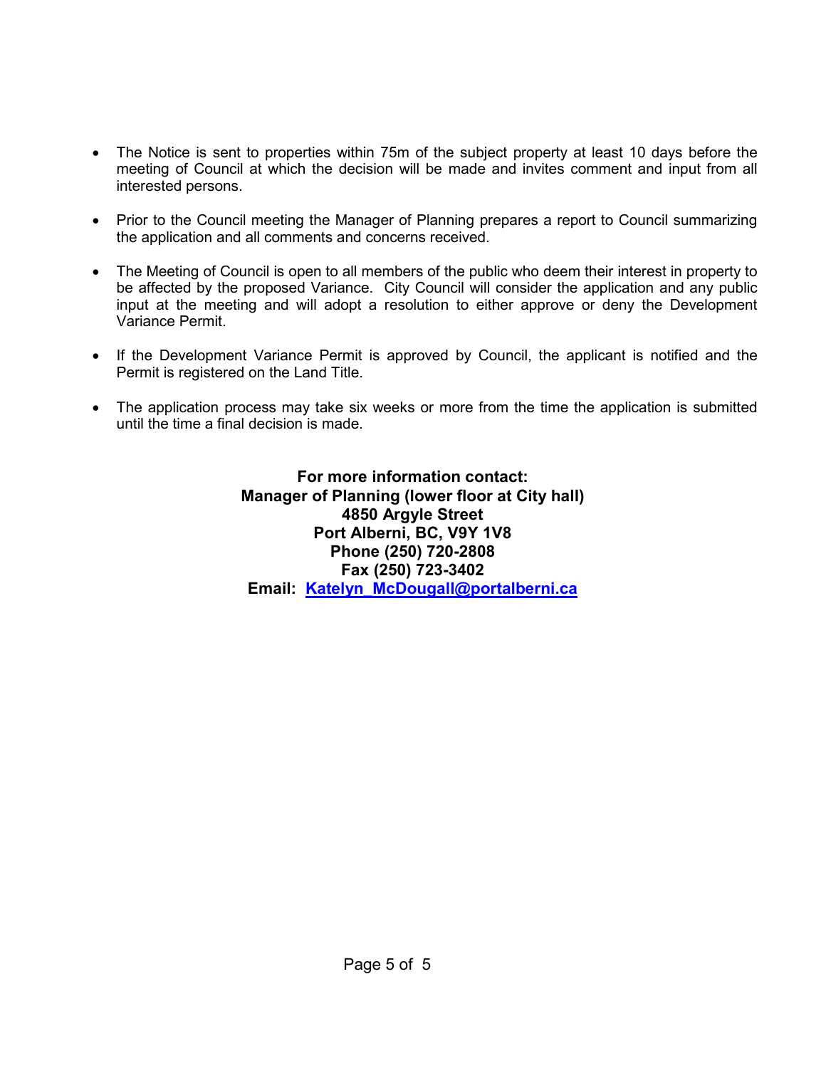- The Notice is sent to properties within 75m of the subject property at least 10 days before the meeting of Council at which the decision will be made and invites comment and input from all interested persons.

- Prior to the Council meeting the Manager of Planning prepares a report to Council summarizing the application and all comments and concerns received.

- The Meeting of Council is open to all members of the public who deem their interest in property to be affected by the proposed Variance. City Council will consider the application and any public input at the meeting and will adopt a resolution to either approve or deny the Development Variance Permit.

- If the Development Variance Permit is approved by Council, the applicant is notified and the Permit is registered on the Land Title.

- The application process may take six weeks or more from the time the application is submitted until the time a final decision is made.

**For more information contact:**
**Manager of Planning (lower floor at City hall)**
**4850 Argyle Street**
**Port Alberni, BC, V9Y 1V8**
**Phone (250) 720-2808**
**Fax (250) 723-3402**
**Email: Katelyn_McDougall@portalberni.ca**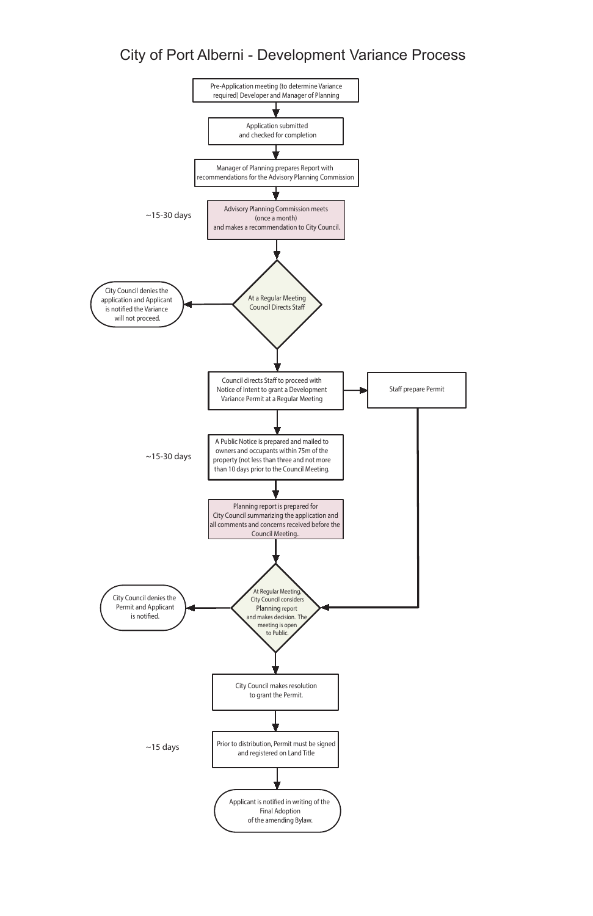# City of Port Alberni - Development Variance Process

Pre-Application meeting (to determine Variance required) Developer and Manager of Planning

Application submitted and checked for completion

Manager of Planning prepares Report with recommendations for the Advisory Planning Commission

~15-30 days

Advisory Planning Commission meets (once a month) and makes a recommendation to City Council.

At a Regular Meeting Council Directs Staff

City Council denies the application and Applicant is notified the Variance will not proceed.

Council directs Staff to proceed with Notice of Intent to grant a Development Variance Permit at a Regular Meeting

Staff prepare Permit

~15-30 days

A Public Notice is prepared and mailed to owners and occupants within 75m of the property (not less than three and not more than 10 days prior to the Council Meeting.

Planning report is prepared for City Council summarizing the application and all comments and concerns received before the Council Meeting..

At Regular Meeting, City Council considers Planning report and makes decision. The meeting is open to Public.

City Council denies the Permit and Applicant is notified.

City Council makes resolution to grant the Permit.

~15 days

Prior to distribution, Permit must be signed and registered on Land Title

Applicant is notified in writing of the Final Adoption of the amending Bylaw.